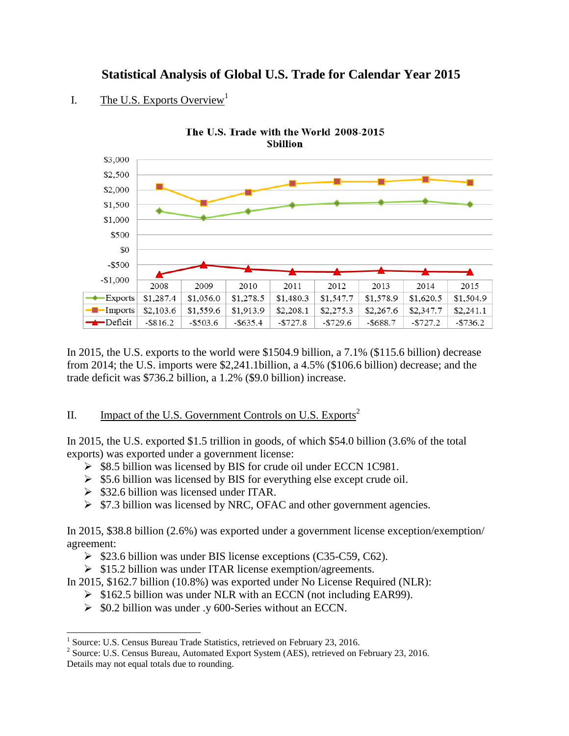# Statistical Analysis of Global U.S. Trade for Calendar Year 2015

## I. The U.S. Exports Overview[1]

**The U.S. Trade with the World 2008-2015**
**$billion**

| | 2008 | 2009 | 2010 | 2011 | 2012 | 2013 | 2014 | 2015 |
|---|---|---|---|---|---|---|---|---|
| Exports | $1,287.4 | $1,056.0 | $1,278.5 | $1,480.3 | $1,547.7 | $1,578.9 | $1,620.5 | $1,504.9 |
| Imports | $2,103.6 | $1,559.6 | $1,913.9 | $2,208.1 | $2,275.3 | $2,267.6 | $2,347.7 | $2,241.1 |
| Deficit | -$816.2 | -$503.6 | -$635.4 | -$727.8 | -$729.6 | -$688.7 | -$727.2 | -$736.2 |

In 2015, the U.S. exports to the world were $1504.9 billion, a 7.1% ($115.6 billion) decrease from 2014; the U.S. imports were $2,241.1billion, a 4.5% ($106.6 billion) decrease; and the trade deficit was $736.2 billion, a 1.2% ($9.0 billion) increase.

## II. Impact of the U.S. Government Controls on U.S. Exports[2]

In 2015, the U.S. exported $1.5 trillion in goods, of which $54.0 billion (3.6% of the total exports) was exported under a government license:

- $8.5 billion was licensed by BIS for crude oil under ECCN 1C981.
- $5.6 billion was licensed by BIS for everything else except crude oil.
- $32.6 billion was licensed under ITAR.
- $7.3 billion was licensed by NRC, OFAC and other government agencies.

In 2015, $38.8 billion (2.6%) was exported under a government license exception/exemption/ agreement:

- $23.6 billion was under BIS license exceptions (C35-C59, C62).
- $15.2 billion was under ITAR license exemption/agreements.

In 2015, $162.7 billion (10.8%) was exported under No License Required (NLR):

- $162.5 billion was under NLR with an ECCN (not including EAR99).
- $0.2 billion was under .y 600-Series without an ECCN.

---

[1] Source: U.S. Census Bureau Trade Statistics, retrieved on February 23, 2016.

[2] Source: U.S. Census Bureau, Automated Export System (AES), retrieved on February 23, 2016. Details may not equal totals due to rounding.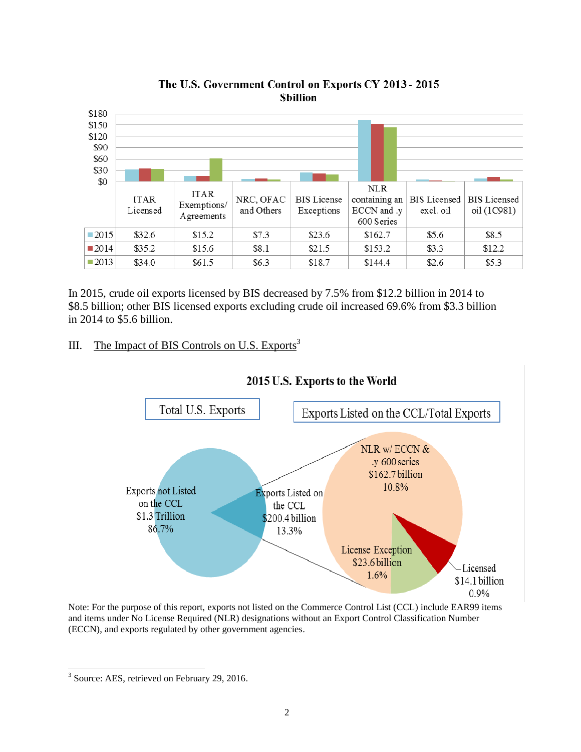**The U.S. Government Control on Exports CY 2013 - 2015**
**$billion**

| | ITAR Licensed | ITAR Exemptions/ Agreements | NRC, OFAC and Others | BIS License Exceptions | NLR containing an ECCN and .y 600 Series | BIS Licensed excl. oil | BIS Licensed oil (1C981) |
|---|---|---|---|---|---|---|---|
| 2015 | $32.6 | $15.2 | $7.3 | $23.6 | $162.7 | $5.6 | $8.5 |
| 2014 | $35.2 | $15.6 | $8.1 | $21.5 | $153.2 | $3.3 | $12.2 |
| 2013 | $34.0 | $61.5 | $6.3 | $18.7 | $144.4 | $2.6 | $5.3 |

In 2015, crude oil exports licensed by BIS decreased by 7.5% from $12.2 billion in 2014 to $8.5 billion; other BIS licensed exports excluding crude oil increased 69.6% from $3.3 billion in 2014 to $5.6 billion.

## III. The Impact of BIS Controls on U.S. Exports[3]

**2015 U.S. Exports to the World**

Total U.S. Exports

Exports Listed on the CCL/Total Exports

Exports not Listed on the CCL $1.3 Trillion 86.7%

Exports Listed on the CCL $200.4 billion 13.3%

NLR w/ ECCN & .y 600 series $162.7 billion 10.8%

License Exception $23.6 billion 1.6%

Licensed $14.1 billion 0.9%

Note: For the purpose of this report, exports not listed on the Commerce Control List (CCL) include EAR99 items and items under No License Required (NLR) designations without an Export Control Classification Number (ECCN), and exports regulated by other government agencies.

---

[3] Source: AES, retrieved on February 29, 2016.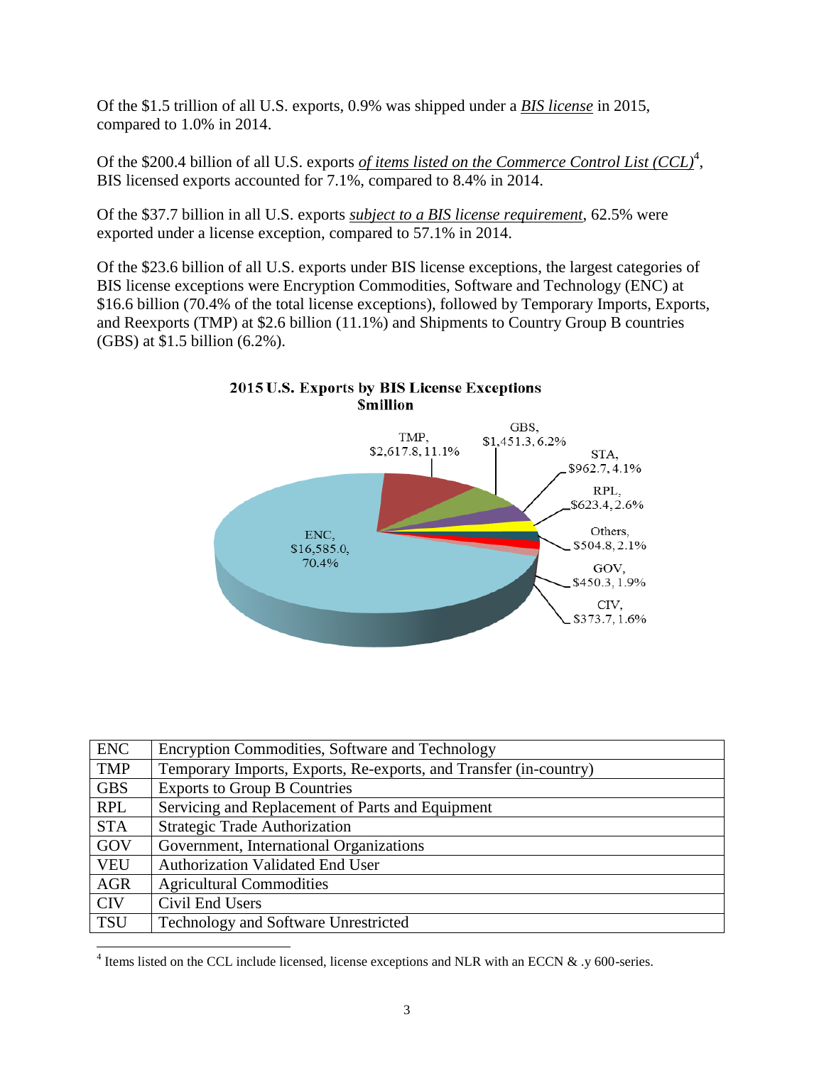Of the $1.5 trillion of all U.S. exports, 0.9% was shipped under a ***BIS license*** in 2015, compared to 1.0% in 2014.

Of the $200.4 billion of all U.S. exports ***of items listed on the Commerce Control List (CCL)***[4], BIS licensed exports accounted for 7.1%, compared to 8.4% in 2014.

Of the $37.7 billion in all U.S. exports ***subject to a BIS license requirement***, 62.5% were exported under a license exception, compared to 57.1% in 2014.

Of the $23.6 billion of all U.S. exports under BIS license exceptions, the largest categories of BIS license exceptions were Encryption Commodities, Software and Technology (ENC) at $16.6 billion (70.4% of the total license exceptions), followed by Temporary Imports, Exports, and Reexports (TMP) at $2.6 billion (11.1%) and Shipments to Country Group B countries (GBS) at $1.5 billion (6.2%).

**2015 U.S. Exports by BIS License Exceptions**
**$million**

| Category | $million | Share |
|---|---|---|
| ENC | $16,585.0 | 70.4% |
| TMP | $2,617.8 | 11.1% |
| GBS | $1,451.3 | 6.2% |
| STA | $962.7 | 4.1% |
| RPL | $623.4 | 2.6% |
| Others | $504.8 | 2.1% |
| GOV | $450.3 | 1.9% |
| CIV | $373.7 | 1.6% |

| | |
|---|---|
| ENC | Encryption Commodities, Software and Technology |
| TMP | Temporary Imports, Exports, Re-exports, and Transfer (in-country) |
| GBS | Exports to Group B Countries |
| RPL | Servicing and Replacement of Parts and Equipment |
| STA | Strategic Trade Authorization |
| GOV | Government, International Organizations |
| VEU | Authorization Validated End User |
| AGR | Agricultural Commodities |
| CIV | Civil End Users |
| TSU | Technology and Software Unrestricted |

[4] Items listed on the CCL include licensed, license exceptions and NLR with an ECCN & .y 600-series.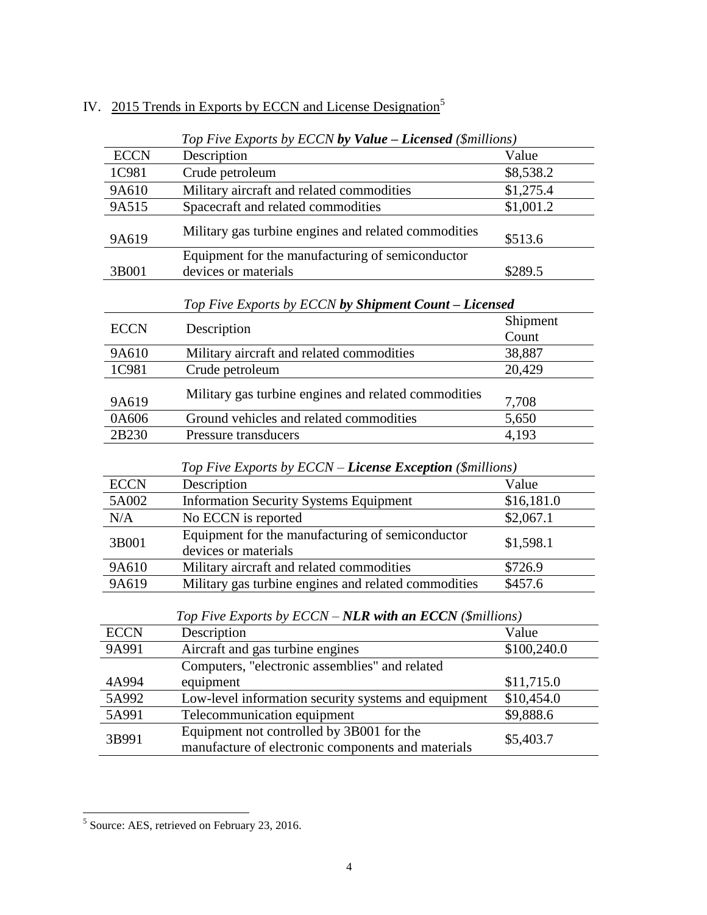## IV. 2015 Trends in Exports by ECCN and License Designation[5]

*Top Five Exports by ECCN **by Value – Licensed** ($millions)*

| ECCN | Description | Value |
|---|---|---|
| 1C981 | Crude petroleum | $8,538.2 |
| 9A610 | Military aircraft and related commodities | $1,275.4 |
| 9A515 | Spacecraft and related commodities | $1,001.2 |
| 9A619 | Military gas turbine engines and related commodities | $513.6 |
| 3B001 | Equipment for the manufacturing of semiconductor devices or materials | $289.5 |

*Top Five Exports by ECCN **by Shipment Count – Licensed***

| ECCN | Description | Shipment Count |
|---|---|---|
| 9A610 | Military aircraft and related commodities | 38,887 |
| 1C981 | Crude petroleum | 20,429 |
| 9A619 | Military gas turbine engines and related commodities | 7,708 |
| 0A606 | Ground vehicles and related commodities | 5,650 |
| 2B230 | Pressure transducers | 4,193 |

*Top Five Exports by ECCN – **License Exception** ($millions)*

| ECCN | Description | Value |
|---|---|---|
| 5A002 | Information Security Systems Equipment | $16,181.0 |
| N/A | No ECCN is reported | $2,067.1 |
| 3B001 | Equipment for the manufacturing of semiconductor devices or materials | $1,598.1 |
| 9A610 | Military aircraft and related commodities | $726.9 |
| 9A619 | Military gas turbine engines and related commodities | $457.6 |

*Top Five Exports by ECCN – **NLR with an ECCN** ($millions)*

| ECCN | Description | Value |
|---|---|---|
| 9A991 | Aircraft and gas turbine engines | $100,240.0 |
| 4A994 | Computers, "electronic assemblies" and related equipment | $11,715.0 |
| 5A992 | Low-level information security systems and equipment | $10,454.0 |
| 5A991 | Telecommunication equipment | $9,888.6 |
| 3B991 | Equipment not controlled by 3B001 for the manufacture of electronic components and materials | $5,403.7 |

[5] Source: AES, retrieved on February 23, 2016.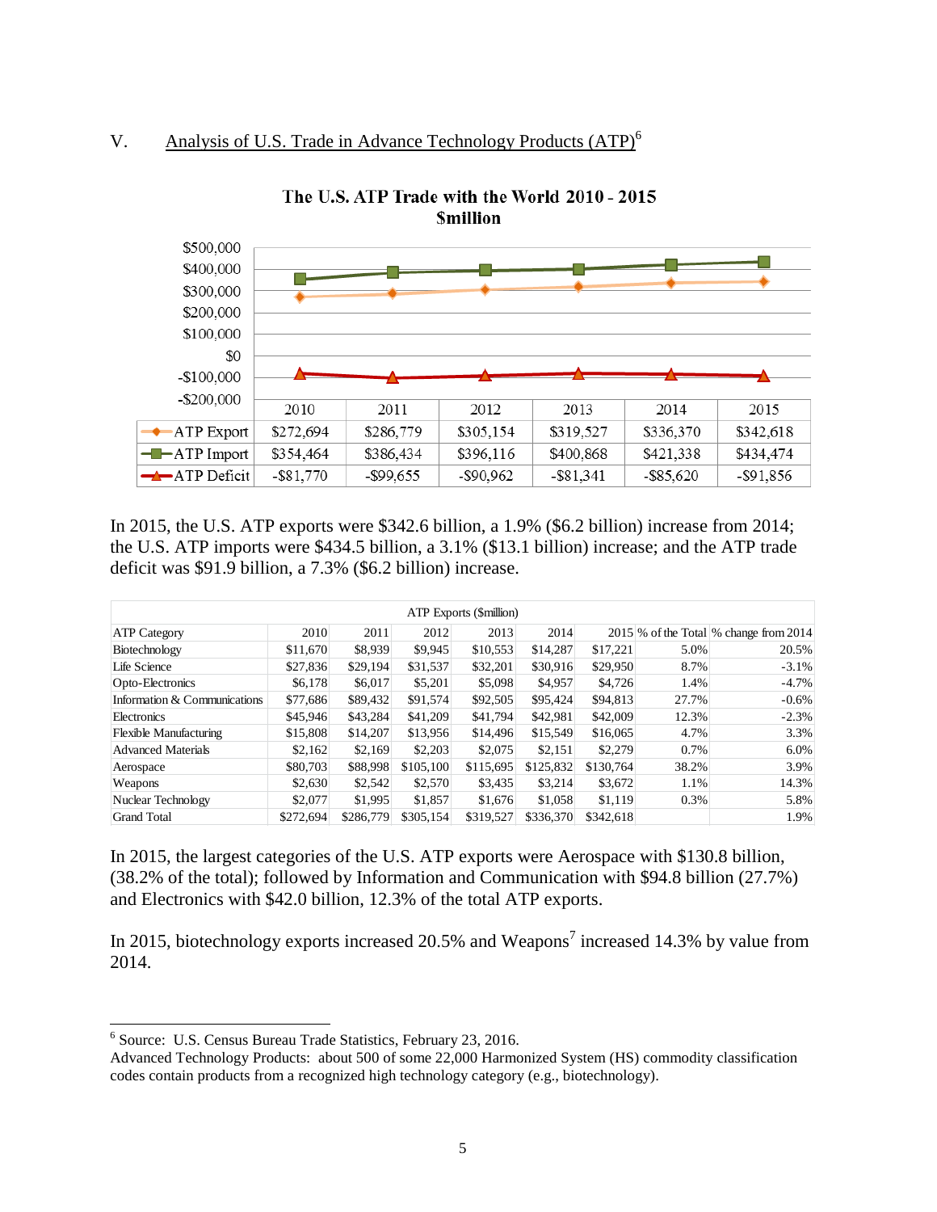## V. Analysis of U.S. Trade in Advance Technology Products (ATP)[6]

**The U.S. ATP Trade with the World 2010 - 2015 $million**

| | 2010 | 2011 | 2012 | 2013 | 2014 | 2015 |
|---|---|---|---|---|---|---|
| ATP Export | $272,694 | $286,779 | $305,154 | $319,527 | $336,370 | $342,618 |
| ATP Import | $354,464 | $386,434 | $396,116 | $400,868 | $421,338 | $434,474 |
| ATP Deficit | -$81,770 | -$99,655 | -$90,962 | -$81,341 | -$85,620 | -$91,856 |

In 2015, the U.S. ATP exports were $342.6 billion, a 1.9% ($6.2 billion) increase from 2014; the U.S. ATP imports were $434.5 billion, a 3.1% ($13.1 billion) increase; and the ATP trade deficit was $91.9 billion, a 7.3% ($6.2 billion) increase.

ATP Exports ($million)

| ATP Category | 2010 | 2011 | 2012 | 2013 | 2014 | 2015 | % of the Total | % change from 2014 |
|---|---|---|---|---|---|---|---|---|
| Biotechnology | $11,670 | $8,939 | $9,945 | $10,553 | $14,287 | $17,221 | 5.0% | 20.5% |
| Life Science | $27,836 | $29,194 | $31,537 | $32,201 | $30,916 | $29,950 | 8.7% | -3.1% |
| Opto-Electronics | $6,178 | $6,017 | $5,201 | $5,098 | $4,957 | $4,726 | 1.4% | -4.7% |
| Information & Communications | $77,686 | $89,432 | $91,574 | $92,505 | $95,424 | $94,813 | 27.7% | -0.6% |
| Electronics | $45,946 | $43,284 | $41,209 | $41,794 | $42,981 | $42,009 | 12.3% | -2.3% |
| Flexible Manufacturing | $15,808 | $14,207 | $13,956 | $14,496 | $15,549 | $16,065 | 4.7% | 3.3% |
| Advanced Materials | $2,162 | $2,169 | $2,203 | $2,075 | $2,151 | $2,279 | 0.7% | 6.0% |
| Aerospace | $80,703 | $88,998 | $105,100 | $115,695 | $125,832 | $130,764 | 38.2% | 3.9% |
| Weapons | $2,630 | $2,542 | $2,570 | $3,435 | $3,214 | $3,672 | 1.1% | 14.3% |
| Nuclear Technology | $2,077 | $1,995 | $1,857 | $1,676 | $1,058 | $1,119 | 0.3% | 5.8% |
| Grand Total | $272,694 | $286,779 | $305,154 | $319,527 | $336,370 | $342,618 | | 1.9% |

In 2015, the largest categories of the U.S. ATP exports were Aerospace with $130.8 billion, (38.2% of the total); followed by Information and Communication with $94.8 billion (27.7%) and Electronics with $42.0 billion, 12.3% of the total ATP exports.

In 2015, biotechnology exports increased 20.5% and Weapons[7] increased 14.3% by value from 2014.

---

[6] Source: U.S. Census Bureau Trade Statistics, February 23, 2016.
Advanced Technology Products: about 500 of some 22,000 Harmonized System (HS) commodity classification codes contain products from a recognized high technology category (e.g., biotechnology).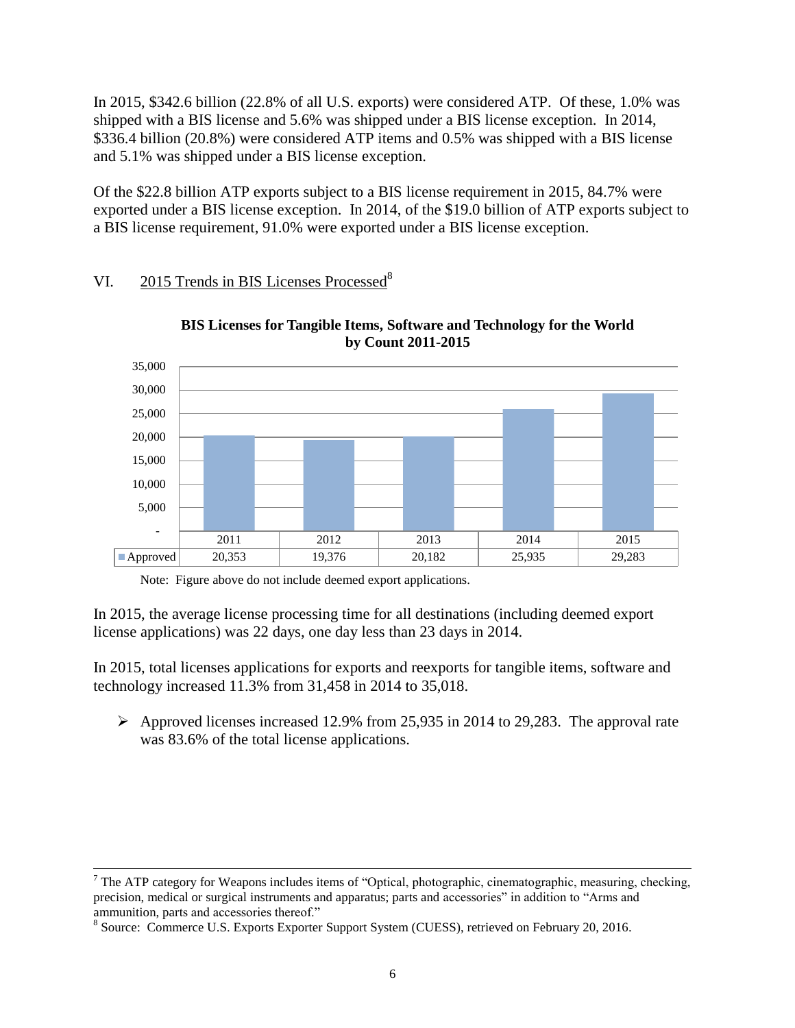In 2015, $342.6 billion (22.8% of all U.S. exports) were considered ATP. Of these, 1.0% was shipped with a BIS license and 5.6% was shipped under a BIS license exception. In 2014, $336.4 billion (20.8%) were considered ATP items and 0.5% was shipped with a BIS license and 5.1% was shipped under a BIS license exception.

Of the $22.8 billion ATP exports subject to a BIS license requirement in 2015, 84.7% were exported under a BIS license exception. In 2014, of the $19.0 billion of ATP exports subject to a BIS license requirement, 91.0% were exported under a BIS license exception.

## VI. 2015 Trends in BIS Licenses Processed[8]

**BIS Licenses for Tangible Items, Software and Technology for the World by Count 2011-2015**

| | 2011 | 2012 | 2013 | 2014 | 2015 |
|---|---|---|---|---|---|
| Approved | 20,353 | 19,376 | 20,182 | 25,935 | 29,283 |

Note: Figure above do not include deemed export applications.

In 2015, the average license processing time for all destinations (including deemed export license applications) was 22 days, one day less than 23 days in 2014.

In 2015, total licenses applications for exports and reexports for tangible items, software and technology increased 11.3% from 31,458 in 2014 to 35,018.

- Approved licenses increased 12.9% from 25,935 in 2014 to 29,283. The approval rate was 83.6% of the total license applications.

---

[7] The ATP category for Weapons includes items of "Optical, photographic, cinematographic, measuring, checking, precision, medical or surgical instruments and apparatus; parts and accessories" in addition to "Arms and ammunition, parts and accessories thereof."

[8] Source: Commerce U.S. Exports Exporter Support System (CUESS), retrieved on February 20, 2016.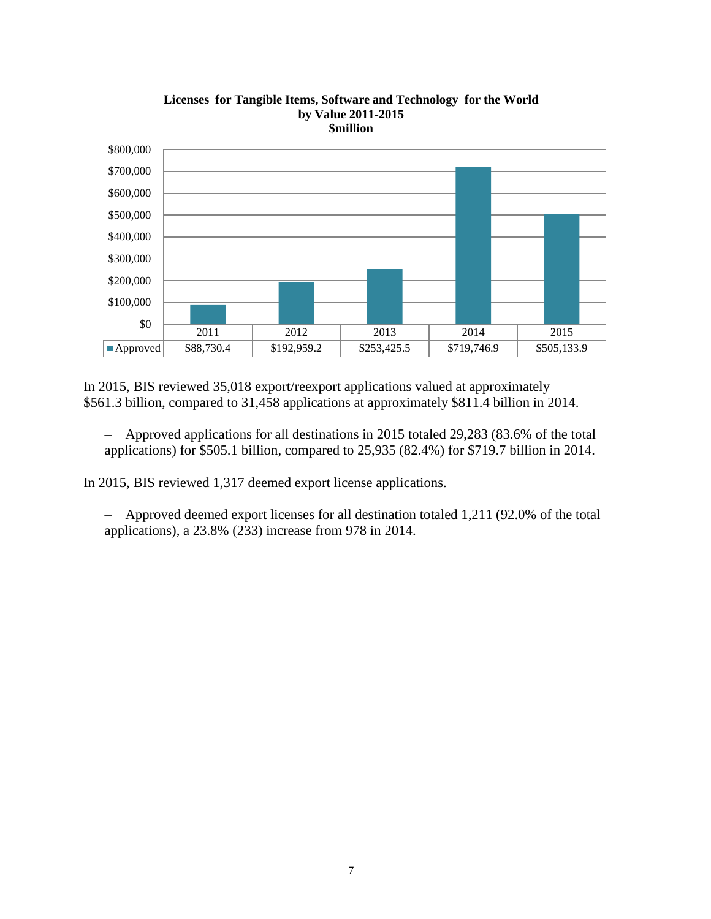**Licenses for Tangible Items, Software and Technology for the World by Value 2011-2015 $million**

$800,000
$700,000
$600,000
$500,000
$400,000
$300,000
$200,000
$100,000
$0

2011 2012 2013 2014 2015

Approved $88,730.4 $192,959.2 $253,425.5 $719,746.9 $505,133.9

In 2015, BIS reviewed 35,018 export/reexport applications valued at approximately $561.3 billion, compared to 31,458 applications at approximately $811.4 billion in 2014.

– Approved applications for all destinations in 2015 totaled 29,283 (83.6% of the total applications) for $505.1 billion, compared to 25,935 (82.4%) for $719.7 billion in 2014.

In 2015, BIS reviewed 1,317 deemed export license applications.

– Approved deemed export licenses for all destination totaled 1,211 (92.0% of the total applications), a 23.8% (233) increase from 978 in 2014.